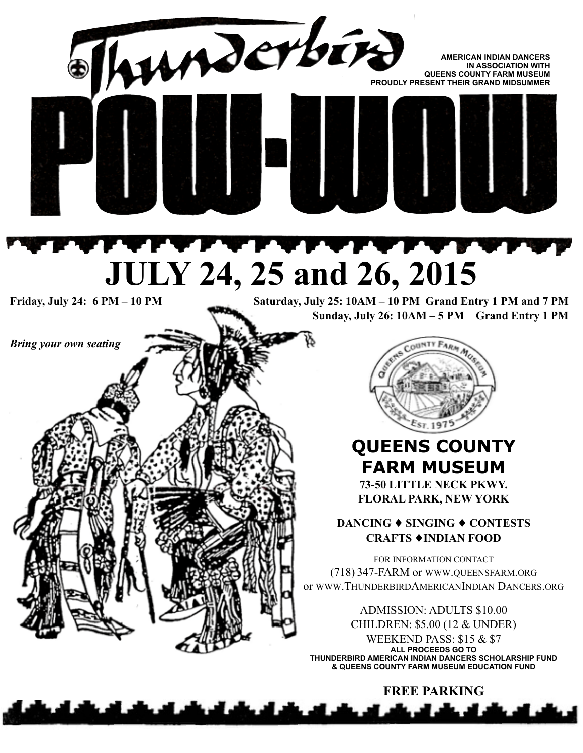# Thunderbird POW-WOW

AMERICAN INDIAN DANCERS
IN ASSOCIATION WITH
QUEENS COUNTY FARM MUSEUM
PROUDLY PRESENT THEIR GRAND MIDSUMMER

## JULY 24, 25 and 26, 2015

**Friday, July 24: 6 PM – 10 PM**

**Saturday, July 25: 10AM – 10 PM Grand Entry 1 PM and 7 PM**

**Sunday, July 26: 10AM – 5 PM Grand Entry 1 PM**

***Bring your own seating***

## QUEENS COUNTY FARM MUSEUM

**73-50 LITTLE NECK PKWY.**
**FLORAL PARK, NEW YORK**

**DANCING ♦ SINGING ♦ CONTESTS**
**CRAFTS ♦ INDIAN FOOD**

FOR INFORMATION CONTACT
(718) 347-FARM or WWW.QUEENSFARM.ORG
or WWW.THUNDERBIRDAMERICANINDIAN DANCERS.ORG

ADMISSION: ADULTS $10.00
CHILDREN: $5.00 (12 & UNDER)
WEEKEND PASS: $15 & $7

**ALL PROCEEDS GO TO THUNDERBIRD AMERICAN INDIAN DANCERS SCHOLARSHIP FUND & QUEENS COUNTY FARM MUSEUM EDUCATION FUND**

**FREE PARKING**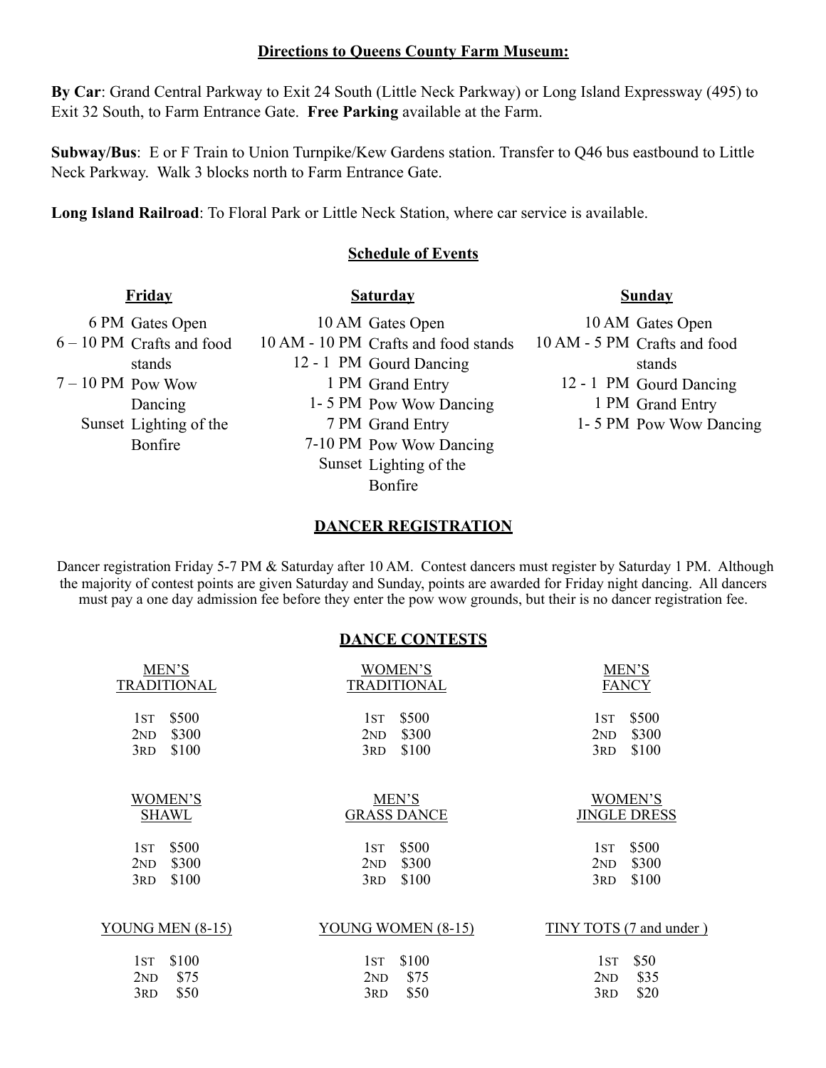## Directions to Queens County Farm Museum:

**By Car**: Grand Central Parkway to Exit 24 South (Little Neck Parkway) or Long Island Expressway (495) to Exit 32 South, to Farm Entrance Gate. **Free Parking** available at the Farm.

**Subway/Bus**: E or F Train to Union Turnpike/Kew Gardens station. Transfer to Q46 bus eastbound to Little Neck Parkway. Walk 3 blocks north to Farm Entrance Gate.

**Long Island Railroad**: To Floral Park or Little Neck Station, where car service is available.

## Schedule of Events

### Friday

| | |
|---|---|
| 6 PM | Gates Open |
| 6 – 10 PM | Crafts and food stands |
| 7 – 10 PM | Pow Wow Dancing |
| Sunset | Lighting of the Bonfire |

### Saturday

| | |
|---|---|
| 10 AM | Gates Open |
| 10 AM - 10 PM | Crafts and food stands |
| 12 - 1 PM | Gourd Dancing |
| 1 PM | Grand Entry |
| 1- 5 PM | Pow Wow Dancing |
| 7 PM | Grand Entry |
| 7-10 PM | Pow Wow Dancing |
| Sunset | Lighting of the Bonfire |

### Sunday

| | |
|---|---|
| 10 AM | Gates Open |
| 10 AM - 5 PM | Crafts and food stands |
| 12 - 1 PM | Gourd Dancing |
| 1 PM | Grand Entry |
| 1- 5 PM | Pow Wow Dancing |

## DANCER REGISTRATION

Dancer registration Friday 5-7 PM & Saturday after 10 AM. Contest dancers must register by Saturday 1 PM. Although the majority of contest points are given Saturday and Sunday, points are awarded for Friday night dancing. All dancers must pay a one day admission fee before they enter the pow wow grounds, but their is no dancer registration fee.

## DANCE CONTESTS

| Contest | 1st | 2nd | 3rd |
|---|---|---|---|
| MEN'S TRADITIONAL | $500 | $300 | $100 |
| WOMEN'S TRADITIONAL | $500 | $300 | $100 |
| MEN'S FANCY | $500 | $300 | $100 |
| WOMEN'S SHAWL | $500 | $300 | $100 |
| MEN'S GRASS DANCE | $500 | $300 | $100 |
| WOMEN'S JINGLE DRESS | $500 | $300 | $100 |
| YOUNG MEN (8-15) | $100 | $75 | $50 |
| YOUNG WOMEN (8-15) | $100 | $75 | $50 |
| TINY TOTS (7 and under ) | $50 | $35 | $20 |